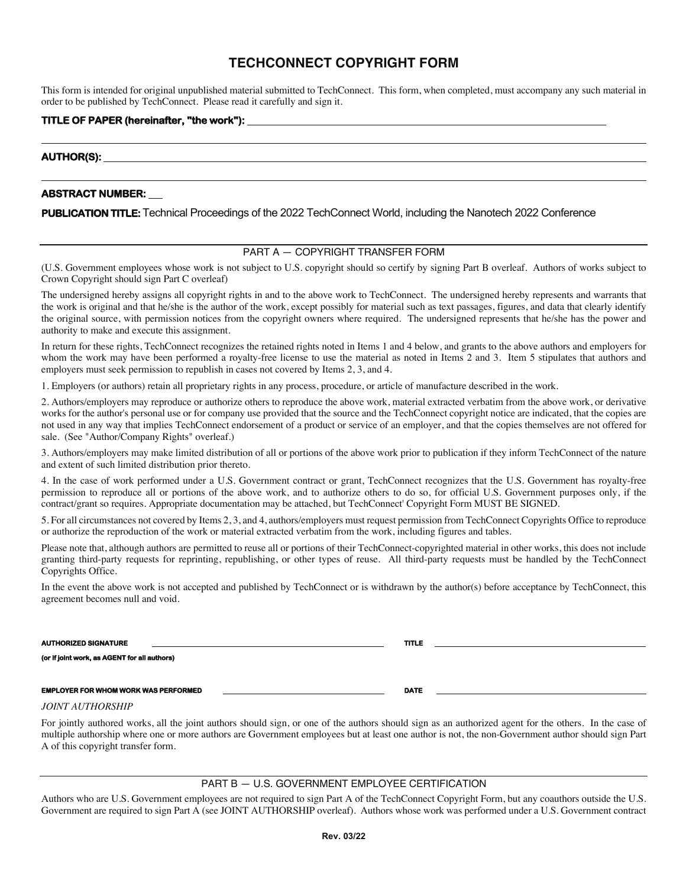# TECHCONNECT COPYRIGHT FORM

This form is intended for original unpublished material submitted to TechConnect. This form, when completed, must accompany any such material in order to be published by TechConnect. Please read it carefully and sign it.

**TITLE OF PAPER (hereinafter, "the work"):** ____________________

____________________

**AUTHOR(S):** ____________________

____________________

**ABSTRACT NUMBER:** ___

**PUBLICATION TITLE:** Technical Proceedings of the 2022 TechConnect World, including the Nanotech 2022 Conference

## PART A — COPYRIGHT TRANSFER FORM

(U.S. Government employees whose work is not subject to U.S. copyright should so certify by signing Part B overleaf. Authors of works subject to Crown Copyright should sign Part C overleaf)

The undersigned hereby assigns all copyright rights in and to the above work to TechConnect. The undersigned hereby represents and warrants that the work is original and that he/she is the author of the work, except possibly for material such as text passages, figures, and data that clearly identify the original source, with permission notices from the copyright owners where required. The undersigned represents that he/she has the power and authority to make and execute this assignment.

In return for these rights, TechConnect recognizes the retained rights noted in Items 1 and 4 below, and grants to the above authors and employers for whom the work may have been performed a royalty-free license to use the material as noted in Items 2 and 3. Item 5 stipulates that authors and employers must seek permission to republish in cases not covered by Items 2, 3, and 4.

1. Employers (or authors) retain all proprietary rights in any process, procedure, or article of manufacture described in the work.

2. Authors/employers may reproduce or authorize others to reproduce the above work, material extracted verbatim from the above work, or derivative works for the author's personal use or for company use provided that the source and the TechConnect copyright notice are indicated, that the copies are not used in any way that implies TechConnect endorsement of a product or service of an employer, and that the copies themselves are not offered for sale. (See "Author/Company Rights" overleaf.)

3. Authors/employers may make limited distribution of all or portions of the above work prior to publication if they inform TechConnect of the nature and extent of such limited distribution prior thereto.

4. In the case of work performed under a U.S. Government contract or grant, TechConnect recognizes that the U.S. Government has royalty-free permission to reproduce all or portions of the above work, and to authorize others to do so, for official U.S. Government purposes only, if the contract/grant so requires. Appropriate documentation may be attached, but TechConnect' Copyright Form MUST BE SIGNED.

5. For all circumstances not covered by Items 2, 3, and 4, authors/employers must request permission from TechConnect Copyrights Office to reproduce or authorize the reproduction of the work or material extracted verbatim from the work, including figures and tables.

Please note that, although authors are permitted to reuse all or portions of their TechConnect-copyrighted material in other works, this does not include granting third-party requests for reprinting, republishing, or other types of reuse. All third-party requests must be handled by the TechConnect Copyrights Office.

In the event the above work is not accepted and published by TechConnect or is withdrawn by the author(s) before acceptance by TechConnect, this agreement becomes null and void.

**AUTHORIZED SIGNATURE** ____________________ **TITLE** ____________________

**(or if joint work, as AGENT for all authors)**

**EMPLOYER FOR WHOM WORK WAS PERFORMED** ____________________ **DATE** ____________________

*JOINT AUTHORSHIP*

For jointly authored works, all the joint authors should sign, or one of the authors should sign as an authorized agent for the others. In the case of multiple authorship where one or more authors are Government employees but at least one author is not, the non-Government author should sign Part A of this copyright transfer form.

## PART B — U.S. GOVERNMENT EMPLOYEE CERTIFICATION

Authors who are U.S. Government employees are not required to sign Part A of the TechConnect Copyright Form, but any coauthors outside the U.S. Government are required to sign Part A (see JOINT AUTHORSHIP overleaf). Authors whose work was performed under a U.S. Government contract

Rev. 03/22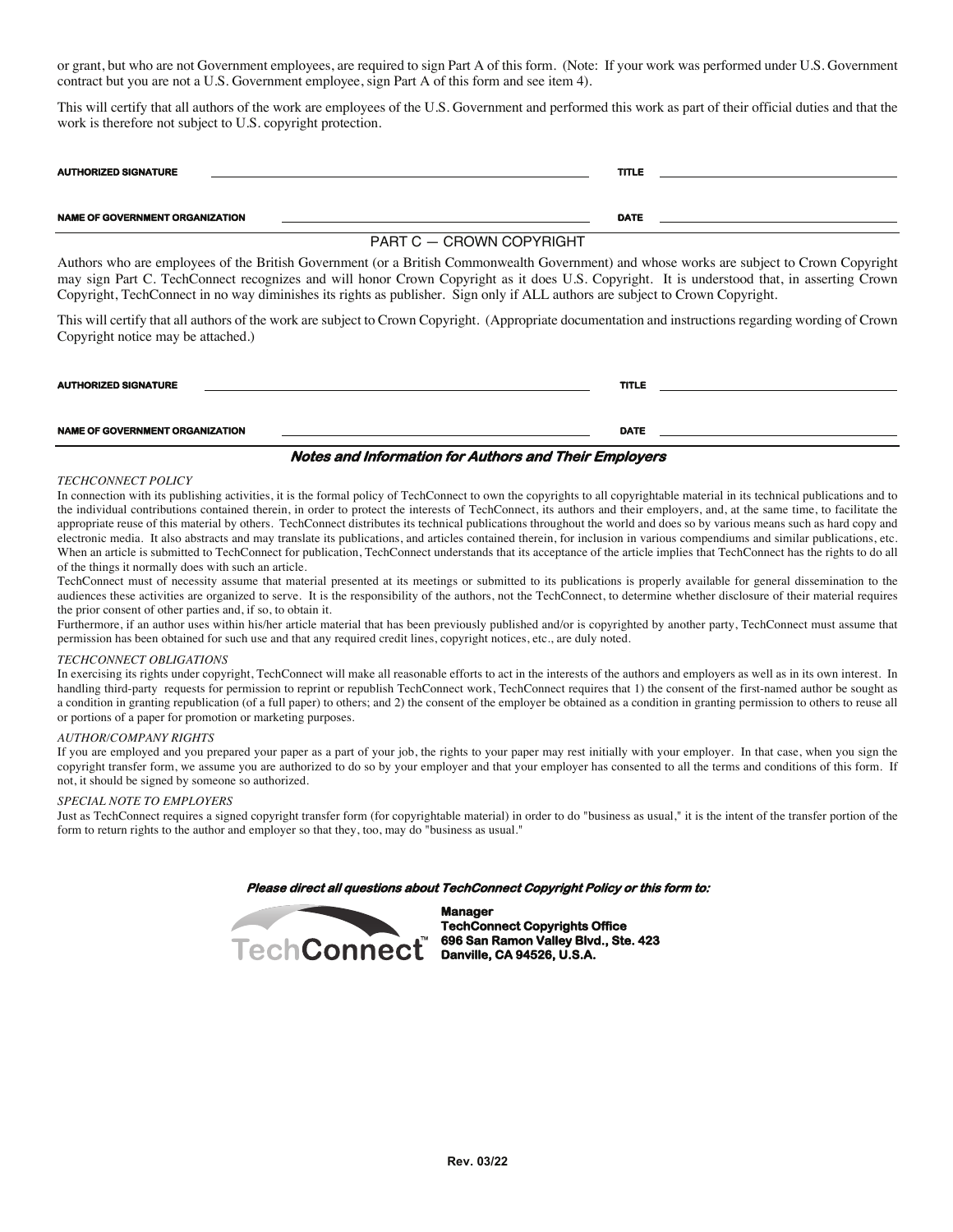or grant, but who are not Government employees, are required to sign Part A of this form. (Note: If your work was performed under U.S. Government contract but you are not a U.S. Government employee, sign Part A of this form and see item 4).

This will certify that all authors of the work are employees of the U.S. Government and performed this work as part of their official duties and that the work is therefore not subject to U.S. copyright protection.

**AUTHORIZED SIGNATURE** ______________________________ **TITLE** ______________________

**NAME OF GOVERNMENT ORGANIZATION** ______________________________ **DATE** ______________________

## PART C — CROWN COPYRIGHT

Authors who are employees of the British Government (or a British Commonwealth Government) and whose works are subject to Crown Copyright may sign Part C. TechConnect recognizes and will honor Crown Copyright as it does U.S. Copyright. It is understood that, in asserting Crown Copyright, TechConnect in no way diminishes its rights as publisher. Sign only if ALL authors are subject to Crown Copyright.

This will certify that all authors of the work are subject to Crown Copyright. (Appropriate documentation and instructions regarding wording of Crown Copyright notice may be attached.)

**AUTHORIZED SIGNATURE** ______________________________ **TITLE** ______________________

**NAME OF GOVERNMENT ORGANIZATION** ______________________________ **DATE** ______________________

## *Notes and Information for Authors and Their Employers*

*TECHCONNECT POLICY*

In connection with its publishing activities, it is the formal policy of TechConnect to own the copyrights to all copyrightable material in its technical publications and to the individual contributions contained therein, in order to protect the interests of TechConnect, its authors and their employers, and, at the same time, to facilitate the appropriate reuse of this material by others. TechConnect distributes its technical publications throughout the world and does so by various means such as hard copy and electronic media. It also abstracts and may translate its publications, and articles contained therein, for inclusion in various compendiums and similar publications, etc. When an article is submitted to TechConnect for publication, TechConnect understands that its acceptance of the article implies that TechConnect has the rights to do all of the things it normally does with such an article.

TechConnect must of necessity assume that material presented at its meetings or submitted to its publications is properly available for general dissemination to the audiences these activities are organized to serve. It is the responsibility of the authors, not the TechConnect, to determine whether disclosure of their material requires the prior consent of other parties and, if so, to obtain it.

Furthermore, if an author uses within his/her article material that has been previously published and/or is copyrighted by another party, TechConnect must assume that permission has been obtained for such use and that any required credit lines, copyright notices, etc., are duly noted.

*TECHCONNECT OBLIGATIONS*

In exercising its rights under copyright, TechConnect will make all reasonable efforts to act in the interests of the authors and employers as well as in its own interest. In handling third-party requests for permission to reprint or republish TechConnect work, TechConnect requires that 1) the consent of the first-named author be sought as a condition in granting republication (of a full paper) to others; and 2) the consent of the employer be obtained as a condition in granting permission to others to reuse all or portions of a paper for promotion or marketing purposes.

*AUTHOR/COMPANY RIGHTS*

If you are employed and you prepared your paper as a part of your job, the rights to your paper may rest initially with your employer. In that case, when you sign the copyright transfer form, we assume you are authorized to do so by your employer and that your employer has consented to all the terms and conditions of this form. If not, it should be signed by someone so authorized.

*SPECIAL NOTE TO EMPLOYERS*

Just as TechConnect requires a signed copyright transfer form (for copyrightable material) in order to do "business as usual," it is the intent of the transfer portion of the form to return rights to the author and employer so that they, too, may do "business as usual."

***Please direct all questions about TechConnect Copyright Policy or this form to:***

TechConnect™

**Manager**
**TechConnect Copyrights Office**
**696 San Ramon Valley Blvd., Ste. 423**
**Danville, CA 94526, U.S.A.**

Rev. 03/22